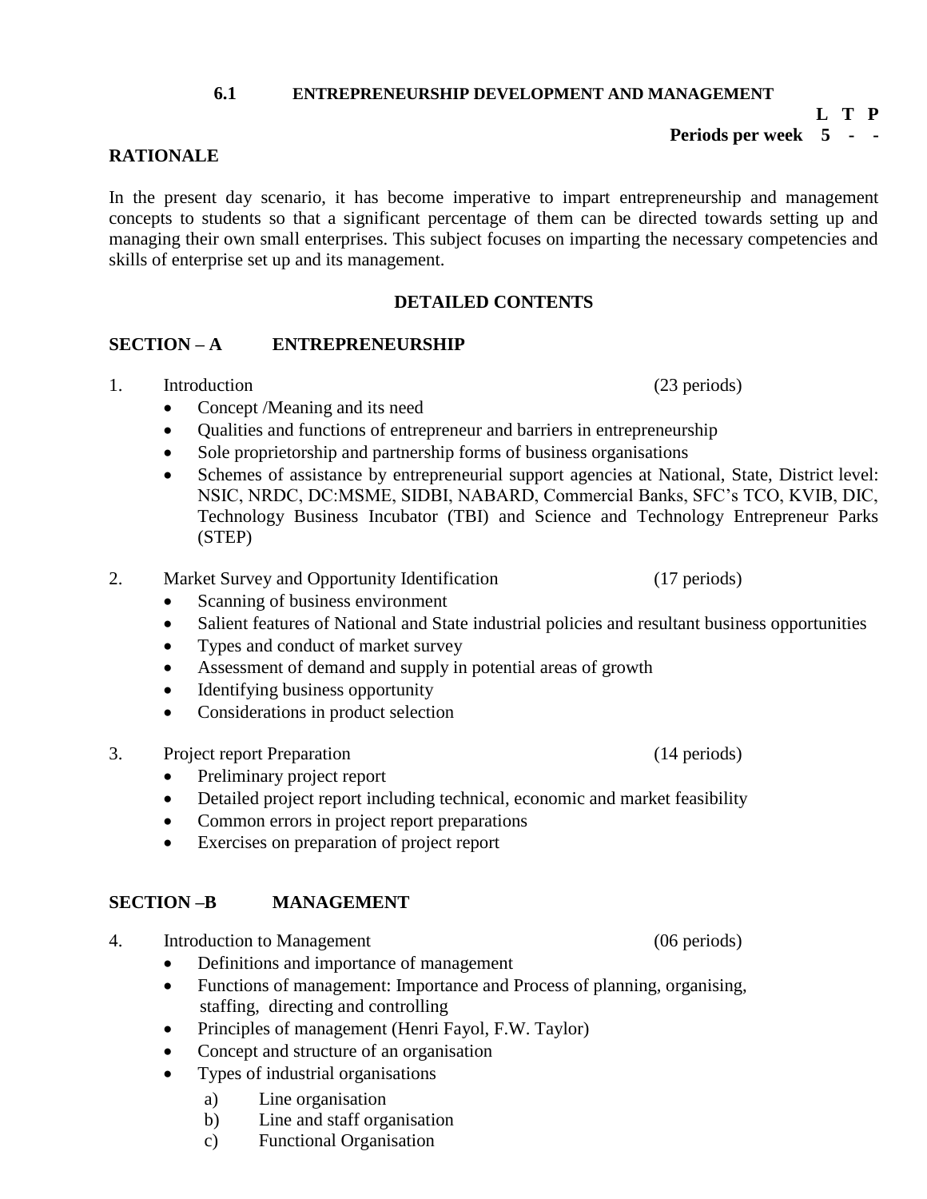## 6.1 ENTREPRENEURSHIP DEVELOPMENT AND MANAGEMENT

| | L | T | P |
|---|---|---|---|
| **Periods per week** | **5** | **-** | **-** |

### RATIONALE

In the present day scenario, it has become imperative to impart entrepreneurship and management concepts to students so that a significant percentage of them can be directed towards setting up and managing their own small enterprises. This subject focuses on imparting the necessary competencies and skills of enterprise set up and its management.

### DETAILED CONTENTS

### SECTION – A ENTREPRENEURSHIP

1. Introduction (23 periods)
   - Concept /Meaning and its need
   - Qualities and functions of entrepreneur and barriers in entrepreneurship
   - Sole proprietorship and partnership forms of business organisations
   - Schemes of assistance by entrepreneurial support agencies at National, State, District level: NSIC, NRDC, DC:MSME, SIDBI, NABARD, Commercial Banks, SFC's TCO, KVIB, DIC, Technology Business Incubator (TBI) and Science and Technology Entrepreneur Parks (STEP)

2. Market Survey and Opportunity Identification (17 periods)
   - Scanning of business environment
   - Salient features of National and State industrial policies and resultant business opportunities
   - Types and conduct of market survey
   - Assessment of demand and supply in potential areas of growth
   - Identifying business opportunity
   - Considerations in product selection

3. Project report Preparation (14 periods)
   - Preliminary project report
   - Detailed project report including technical, economic and market feasibility
   - Common errors in project report preparations
   - Exercises on preparation of project report

### SECTION –B MANAGEMENT

4. Introduction to Management (06 periods)
   - Definitions and importance of management
   - Functions of management: Importance and Process of planning, organising, staffing, directing and controlling
   - Principles of management (Henri Fayol, F.W. Taylor)
   - Concept and structure of an organisation
   - Types of industrial organisations
     a) Line organisation
     b) Line and staff organisation
     c) Functional Organisation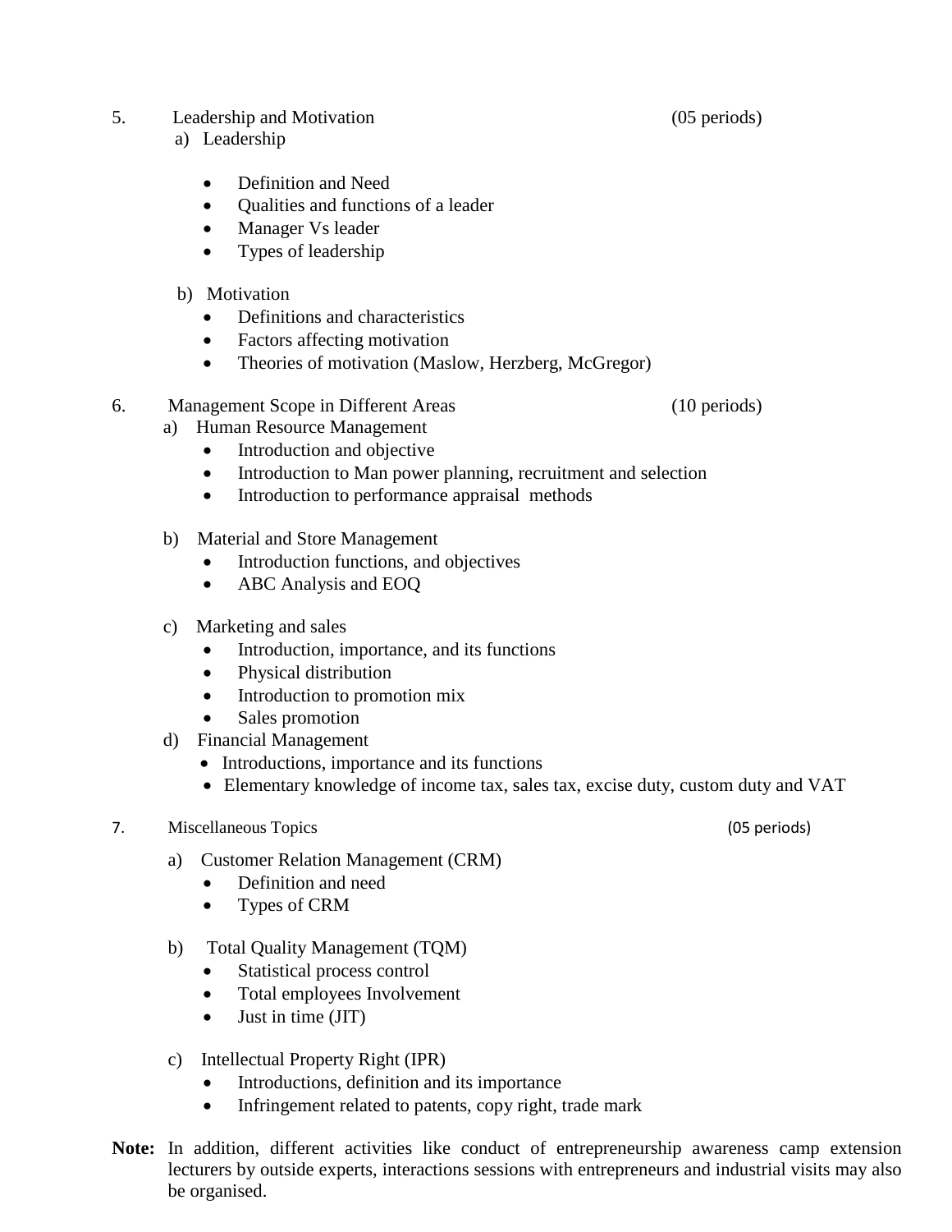5. Leadership and Motivation (05 periods)

a) Leadership

- Definition and Need
- Qualities and functions of a leader
- Manager Vs leader
- Types of leadership

b) Motivation

- Definitions and characteristics
- Factors affecting motivation
- Theories of motivation (Maslow, Herzberg, McGregor)

6. Management Scope in Different Areas (10 periods)

a) Human Resource Management

- Introduction and objective
- Introduction to Man power planning, recruitment and selection
- Introduction to performance appraisal methods

b) Material and Store Management

- Introduction functions, and objectives
- ABC Analysis and EOQ

c) Marketing and sales

- Introduction, importance, and its functions
- Physical distribution
- Introduction to promotion mix
- Sales promotion

d) Financial Management

- Introductions, importance and its functions
- Elementary knowledge of income tax, sales tax, excise duty, custom duty and VAT

7. Miscellaneous Topics (05 periods)

a) Customer Relation Management (CRM)

- Definition and need
- Types of CRM

b) Total Quality Management (TQM)

- Statistical process control
- Total employees Involvement
- Just in time (JIT)

c) Intellectual Property Right (IPR)

- Introductions, definition and its importance
- Infringement related to patents, copy right, trade mark

**Note:** In addition, different activities like conduct of entrepreneurship awareness camp extension lecturers by outside experts, interactions sessions with entrepreneurs and industrial visits may also be organised.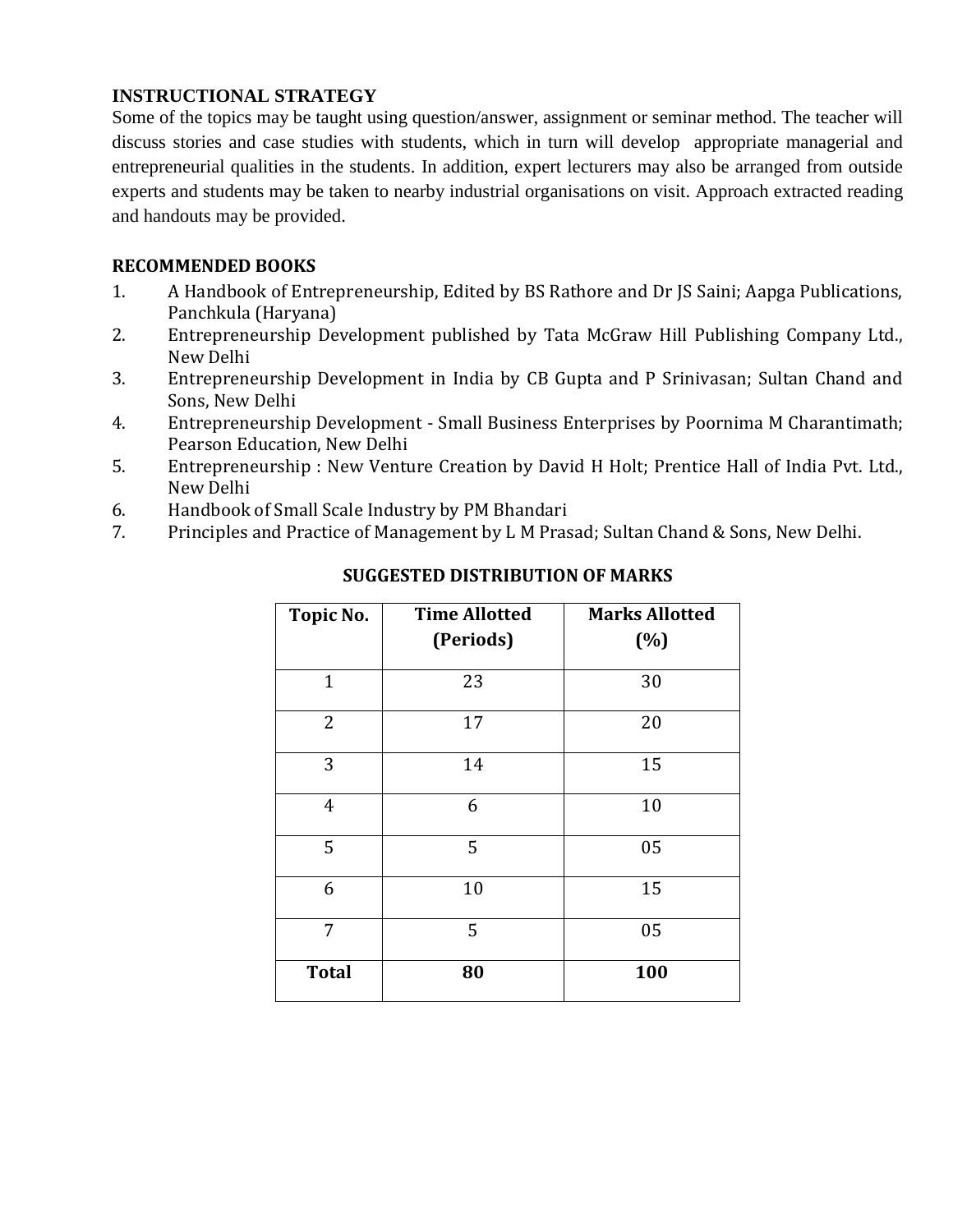## INSTRUCTIONAL STRATEGY

Some of the topics may be taught using question/answer, assignment or seminar method. The teacher will discuss stories and case studies with students, which in turn will develop appropriate managerial and entrepreneurial qualities in the students. In addition, expert lecturers may also be arranged from outside experts and students may be taken to nearby industrial organisations on visit. Approach extracted reading and handouts may be provided.

## RECOMMENDED BOOKS

1. A Handbook of Entrepreneurship, Edited by BS Rathore and Dr JS Saini; Aapga Publications, Panchkula (Haryana)
2. Entrepreneurship Development published by Tata McGraw Hill Publishing Company Ltd., New Delhi
3. Entrepreneurship Development in India by CB Gupta and P Srinivasan; Sultan Chand and Sons, New Delhi
4. Entrepreneurship Development - Small Business Enterprises by Poornima M Charantimath; Pearson Education, New Delhi
5. Entrepreneurship : New Venture Creation by David H Holt; Prentice Hall of India Pvt. Ltd., New Delhi
6. Handbook of Small Scale Industry by PM Bhandari
7. Principles and Practice of Management by L M Prasad; Sultan Chand & Sons, New Delhi.

### SUGGESTED DISTRIBUTION OF MARKS

| Topic No. | Time Allotted (Periods) | Marks Allotted (%) |
|---|---|---|
| 1 | 23 | 30 |
| 2 | 17 | 20 |
| 3 | 14 | 15 |
| 4 | 6 | 10 |
| 5 | 5 | 05 |
| 6 | 10 | 15 |
| 7 | 5 | 05 |
| **Total** | **80** | **100** |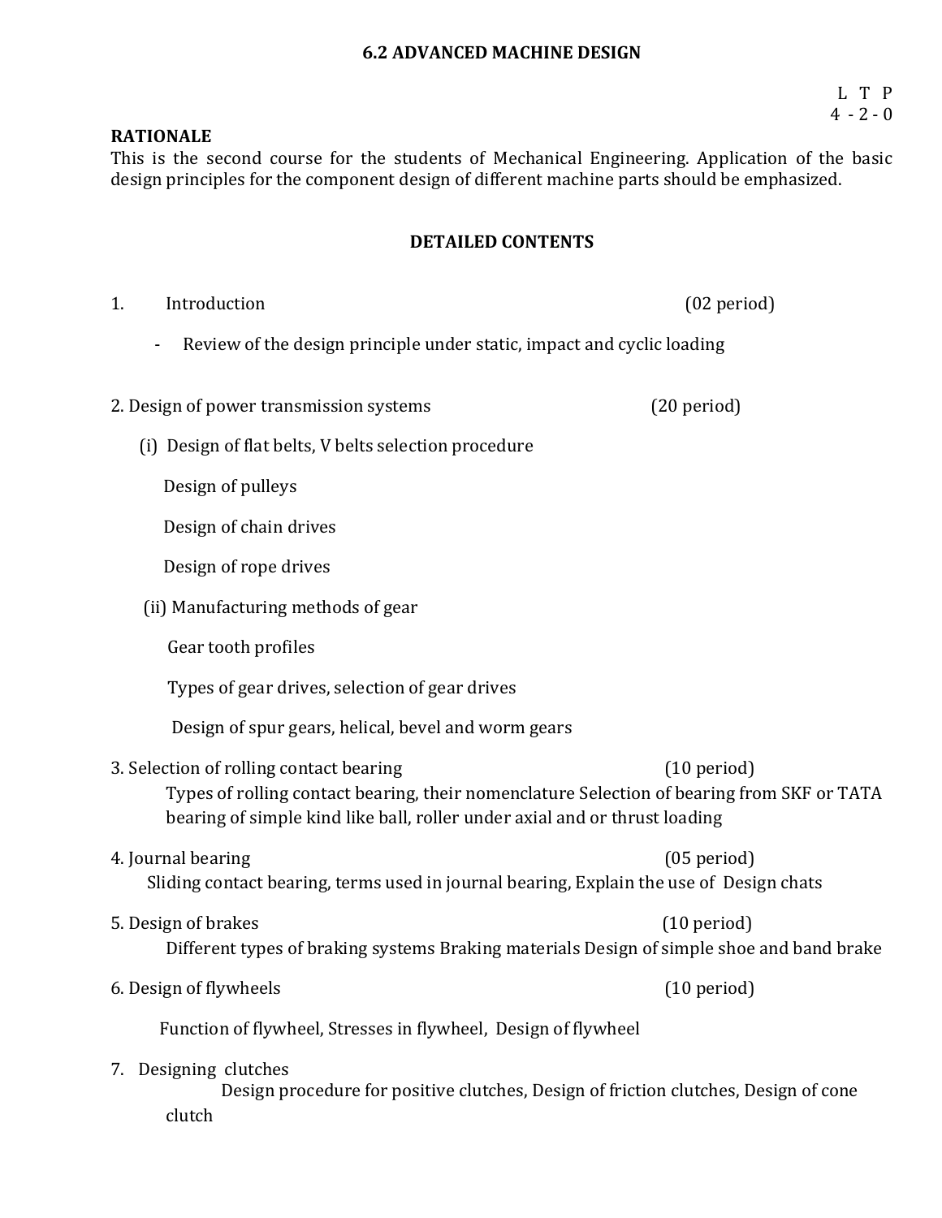# 6.2 ADVANCED MACHINE DESIGN

L T P
4 - 2 - 0

**RATIONALE**

This is the second course for the students of Mechanical Engineering. Application of the basic design principles for the component design of different machine parts should be emphasized.

## DETAILED CONTENTS

1. Introduction (02 period)

   - Review of the design principle under static, impact and cyclic loading

2. Design of power transmission systems (20 period)

   (i) Design of flat belts, V belts selection procedure

   Design of pulleys

   Design of chain drives

   Design of rope drives

   (ii) Manufacturing methods of gear

   Gear tooth profiles

   Types of gear drives, selection of gear drives

   Design of spur gears, helical, bevel and worm gears

3. Selection of rolling contact bearing (10 period)

   Types of rolling contact bearing, their nomenclature Selection of bearing from SKF or TATA bearing of simple kind like ball, roller under axial and or thrust loading

4. Journal bearing (05 period)

   Sliding contact bearing, terms used in journal bearing, Explain the use of Design chats

5. Design of brakes (10 period)

   Different types of braking systems Braking materials Design of simple shoe and band brake

6. Design of flywheels (10 period)

   Function of flywheel, Stresses in flywheel, Design of flywheel

7. Designing clutches

   Design procedure for positive clutches, Design of friction clutches, Design of cone clutch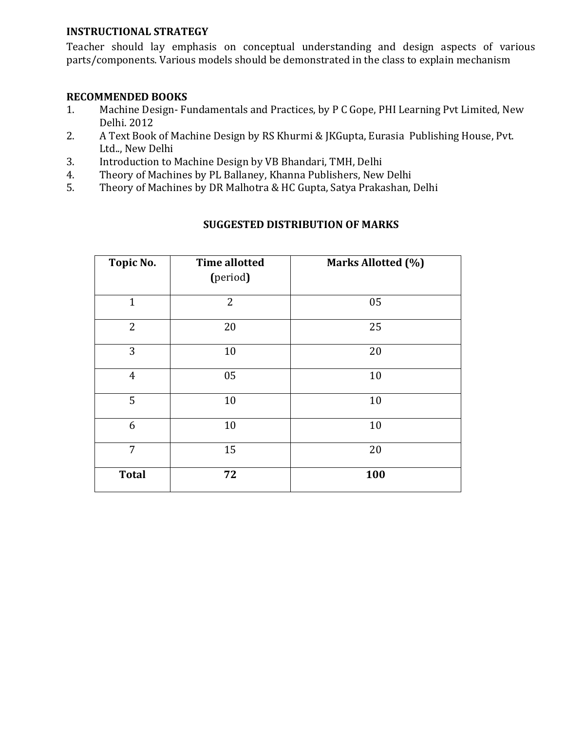## INSTRUCTIONAL STRATEGY

Teacher should lay emphasis on conceptual understanding and design aspects of various parts/components. Various models should be demonstrated in the class to explain mechanism

## RECOMMENDED BOOKS

1. Machine Design- Fundamentals and Practices, by P C Gope, PHI Learning Pvt Limited, New Delhi. 2012
2. A Text Book of Machine Design by RS Khurmi & JKGupta, Eurasia Publishing House, Pvt. Ltd.., New Delhi
3. Introduction to Machine Design by VB Bhandari, TMH, Delhi
4. Theory of Machines by PL Ballaney, Khanna Publishers, New Delhi
5. Theory of Machines by DR Malhotra & HC Gupta, Satya Prakashan, Delhi

### SUGGESTED DISTRIBUTION OF MARKS

| Topic No. | Time allotted (period) | Marks Allotted (%) |
|---|---|---|
| 1 | 2 | 05 |
| 2 | 20 | 25 |
| 3 | 10 | 20 |
| 4 | 05 | 10 |
| 5 | 10 | 10 |
| 6 | 10 | 10 |
| 7 | 15 | 20 |
| **Total** | **72** | **100** |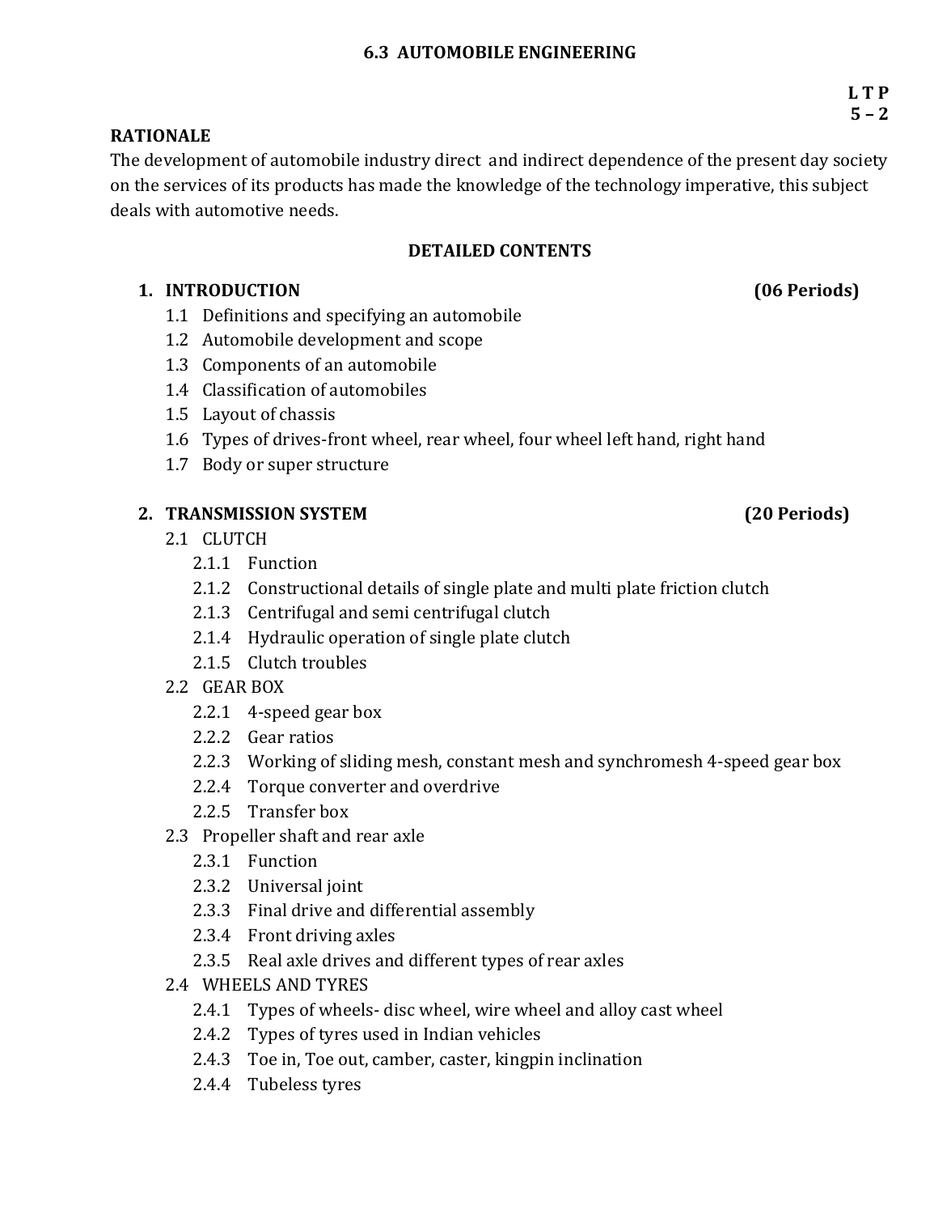## 6.3 AUTOMOBILE ENGINEERING

**L T P**
**5 – 2**

### RATIONALE

The development of automobile industry direct and indirect dependence of the present day society on the services of its products has made the knowledge of the technology imperative, this subject deals with automotive needs.

### DETAILED CONTENTS

**1. INTRODUCTION (06 Periods)**

- 1.1 Definitions and specifying an automobile
- 1.2 Automobile development and scope
- 1.3 Components of an automobile
- 1.4 Classification of automobiles
- 1.5 Layout of chassis
- 1.6 Types of drives-front wheel, rear wheel, four wheel left hand, right hand
- 1.7 Body or super structure

**2. TRANSMISSION SYSTEM (20 Periods)**

- 2.1 CLUTCH
  - 2.1.1 Function
  - 2.1.2 Constructional details of single plate and multi plate friction clutch
  - 2.1.3 Centrifugal and semi centrifugal clutch
  - 2.1.4 Hydraulic operation of single plate clutch
  - 2.1.5 Clutch troubles
- 2.2 GEAR BOX
  - 2.2.1 4-speed gear box
  - 2.2.2 Gear ratios
  - 2.2.3 Working of sliding mesh, constant mesh and synchromesh 4-speed gear box
  - 2.2.4 Torque converter and overdrive
  - 2.2.5 Transfer box
- 2.3 Propeller shaft and rear axle
  - 2.3.1 Function
  - 2.3.2 Universal joint
  - 2.3.3 Final drive and differential assembly
  - 2.3.4 Front driving axles
  - 2.3.5 Real axle drives and different types of rear axles
- 2.4 WHEELS AND TYRES
  - 2.4.1 Types of wheels- disc wheel, wire wheel and alloy cast wheel
  - 2.4.2 Types of tyres used in Indian vehicles
  - 2.4.3 Toe in, Toe out, camber, caster, kingpin inclination
  - 2.4.4 Tubeless tyres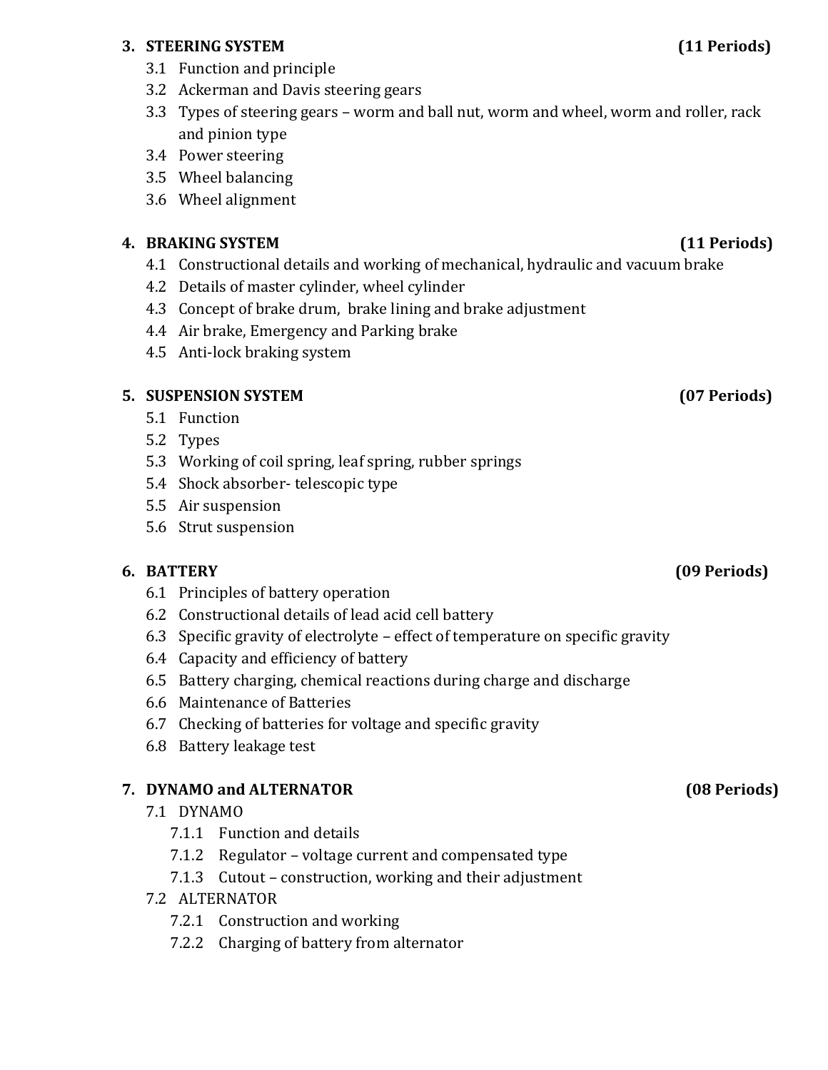### 3. STEERING SYSTEM (11 Periods)

3.1 Function and principle

3.2 Ackerman and Davis steering gears

3.3 Types of steering gears – worm and ball nut, worm and wheel, worm and roller, rack and pinion type

3.4 Power steering

3.5 Wheel balancing

3.6 Wheel alignment

### 4. BRAKING SYSTEM (11 Periods)

4.1 Constructional details and working of mechanical, hydraulic and vacuum brake

4.2 Details of master cylinder, wheel cylinder

4.3 Concept of brake drum, brake lining and brake adjustment

4.4 Air brake, Emergency and Parking brake

4.5 Anti-lock braking system

### 5. SUSPENSION SYSTEM (07 Periods)

5.1 Function

5.2 Types

5.3 Working of coil spring, leaf spring, rubber springs

5.4 Shock absorber- telescopic type

5.5 Air suspension

5.6 Strut suspension

### 6. BATTERY (09 Periods)

6.1 Principles of battery operation

6.2 Constructional details of lead acid cell battery

6.3 Specific gravity of electrolyte – effect of temperature on specific gravity

6.4 Capacity and efficiency of battery

6.5 Battery charging, chemical reactions during charge and discharge

6.6 Maintenance of Batteries

6.7 Checking of batteries for voltage and specific gravity

6.8 Battery leakage test

### 7. DYNAMO and ALTERNATOR (08 Periods)

7.1 DYNAMO

- 7.1.1 Function and details
- 7.1.2 Regulator – voltage current and compensated type
- 7.1.3 Cutout – construction, working and their adjustment

7.2 ALTERNATOR

- 7.2.1 Construction and working
- 7.2.2 Charging of battery from alternator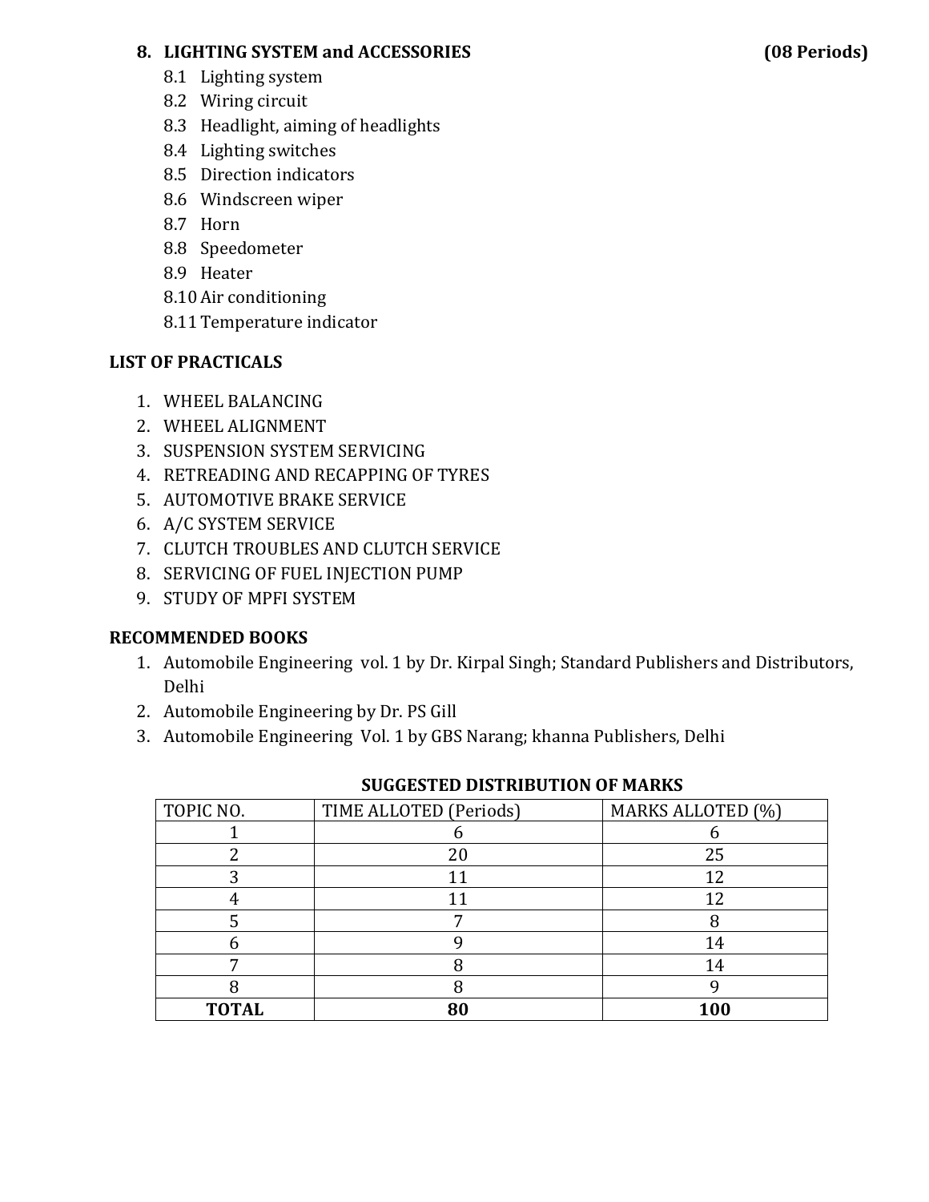### 8. LIGHTING SYSTEM and ACCESSORIES (08 Periods)

- 8.1 Lighting system
- 8.2 Wiring circuit
- 8.3 Headlight, aiming of headlights
- 8.4 Lighting switches
- 8.5 Direction indicators
- 8.6 Windscreen wiper
- 8.7 Horn
- 8.8 Speedometer
- 8.9 Heater
- 8.10 Air conditioning
- 8.11 Temperature indicator

## LIST OF PRACTICALS

1. WHEEL BALANCING
2. WHEEL ALIGNMENT
3. SUSPENSION SYSTEM SERVICING
4. RETREADING AND RECAPPING OF TYRES
5. AUTOMOTIVE BRAKE SERVICE
6. A/C SYSTEM SERVICE
7. CLUTCH TROUBLES AND CLUTCH SERVICE
8. SERVICING OF FUEL INJECTION PUMP
9. STUDY OF MPFI SYSTEM

## RECOMMENDED BOOKS

1. Automobile Engineering vol. 1 by Dr. Kirpal Singh; Standard Publishers and Distributors, Delhi
2. Automobile Engineering by Dr. PS Gill
3. Automobile Engineering Vol. 1 by GBS Narang; khanna Publishers, Delhi

**SUGGESTED DISTRIBUTION OF MARKS**

| TOPIC NO. | TIME ALLOTED (Periods) | MARKS ALLOTED (%) |
|---|---|---|
| 1 | 6 | 6 |
| 2 | 20 | 25 |
| 3 | 11 | 12 |
| 4 | 11 | 12 |
| 5 | 7 | 8 |
| 6 | 9 | 14 |
| 7 | 8 | 14 |
| 8 | 8 | 9 |
| **TOTAL** | **80** | **100** |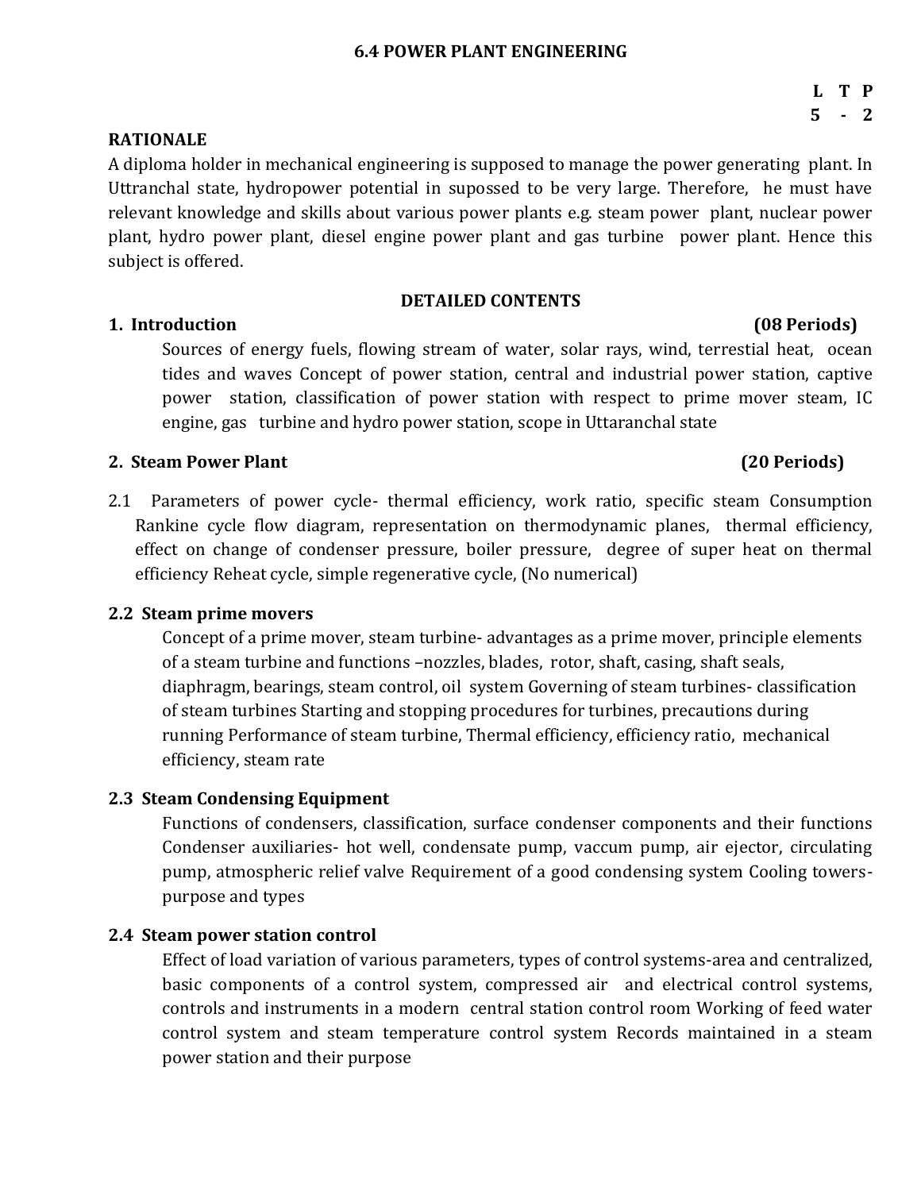## 6.4 POWER PLANT ENGINEERING

| L | T | P |
|---|---|---|
| 5 | - | 2 |

### RATIONALE

A diploma holder in mechanical engineering is supposed to manage the power generating plant. In Uttranchal state, hydropower potential in supossed to be very large. Therefore, he must have relevant knowledge and skills about various power plants e.g. steam power plant, nuclear power plant, hydro power plant, diesel engine power plant and gas turbine power plant. Hence this subject is offered.

### DETAILED CONTENTS

**1. Introduction (08 Periods)**

Sources of energy fuels, flowing stream of water, solar rays, wind, terrestial heat, ocean tides and waves Concept of power station, central and industrial power station, captive power station, classification of power station with respect to prime mover steam, IC engine, gas turbine and hydro power station, scope in Uttaranchal state

**2. Steam Power Plant (20 Periods)**

2.1 Parameters of power cycle- thermal efficiency, work ratio, specific steam Consumption Rankine cycle flow diagram, representation on thermodynamic planes, thermal efficiency, effect on change of condenser pressure, boiler pressure, degree of super heat on thermal efficiency Reheat cycle, simple regenerative cycle, (No numerical)

**2.2 Steam prime movers**

Concept of a prime mover, steam turbine- advantages as a prime mover, principle elements of a steam turbine and functions –nozzles, blades, rotor, shaft, casing, shaft seals, diaphragm, bearings, steam control, oil system Governing of steam turbines- classification of steam turbines Starting and stopping procedures for turbines, precautions during running Performance of steam turbine, Thermal efficiency, efficiency ratio, mechanical efficiency, steam rate

**2.3 Steam Condensing Equipment**

Functions of condensers, classification, surface condenser components and their functions Condenser auxiliaries- hot well, condensate pump, vaccum pump, air ejector, circulating pump, atmospheric relief valve Requirement of a good condensing system Cooling towers- purpose and types

**2.4 Steam power station control**

Effect of load variation of various parameters, types of control systems-area and centralized, basic components of a control system, compressed air and electrical control systems, controls and instruments in a modern central station control room Working of feed water control system and steam temperature control system Records maintained in a steam power station and their purpose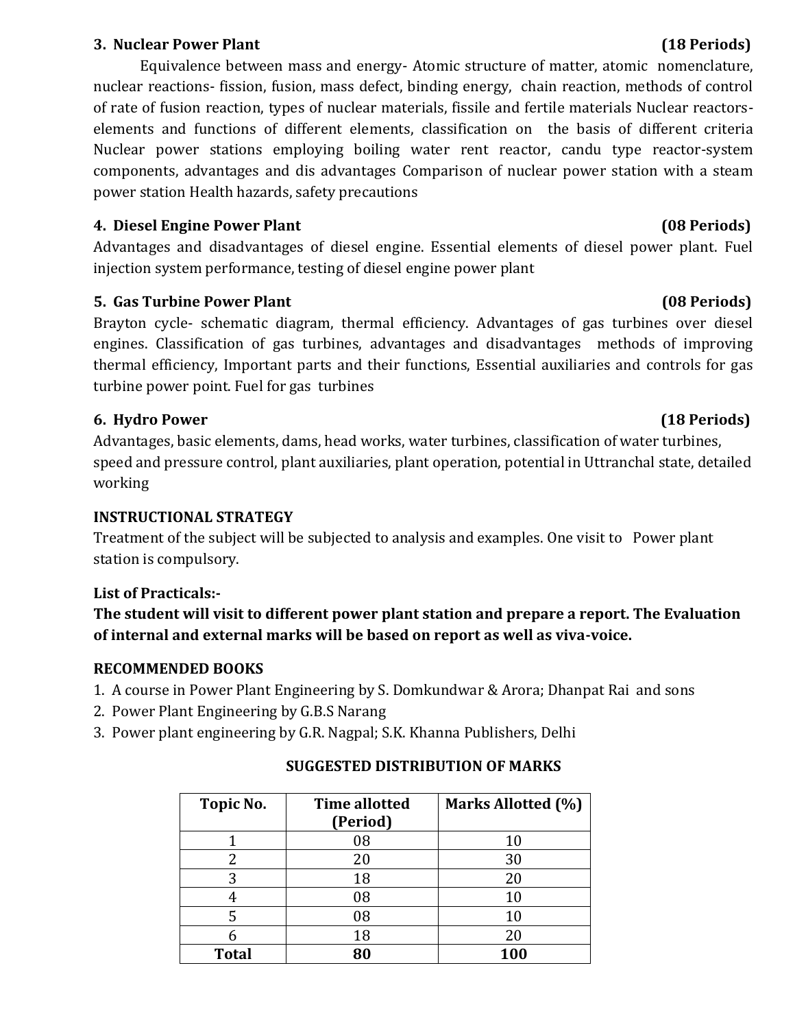### 3. Nuclear Power Plant (18 Periods)

Equivalence between mass and energy- Atomic structure of matter, atomic nomenclature, nuclear reactions- fission, fusion, mass defect, binding energy, chain reaction, methods of control of rate of fusion reaction, types of nuclear materials, fissile and fertile materials Nuclear reactors- elements and functions of different elements, classification on the basis of different criteria Nuclear power stations employing boiling water rent reactor, candu type reactor-system components, advantages and dis advantages Comparison of nuclear power station with a steam power station Health hazards, safety precautions

### 4. Diesel Engine Power Plant (08 Periods)

Advantages and disadvantages of diesel engine. Essential elements of diesel power plant. Fuel injection system performance, testing of diesel engine power plant

### 5. Gas Turbine Power Plant (08 Periods)

Brayton cycle- schematic diagram, thermal efficiency. Advantages of gas turbines over diesel engines. Classification of gas turbines, advantages and disadvantages methods of improving thermal efficiency, Important parts and their functions, Essential auxiliaries and controls for gas turbine power point. Fuel for gas turbines

### 6. Hydro Power (18 Periods)

Advantages, basic elements, dams, head works, water turbines, classification of water turbines, speed and pressure control, plant auxiliaries, plant operation, potential in Uttranchal state, detailed working

**INSTRUCTIONAL STRATEGY**

Treatment of the subject will be subjected to analysis and examples. One visit to Power plant station is compulsory.

**List of Practicals:-**

**The student will visit to different power plant station and prepare a report. The Evaluation of internal and external marks will be based on report as well as viva-voice.**

**RECOMMENDED BOOKS**

1. A course in Power Plant Engineering by S. Domkundwar & Arora; Dhanpat Rai and sons
2. Power Plant Engineering by G.B.S Narang
3. Power plant engineering by G.R. Nagpal; S.K. Khanna Publishers, Delhi

**SUGGESTED DISTRIBUTION OF MARKS**

| Topic No. | Time allotted (Period) | Marks Allotted (%) |
|---|---|---|
| 1 | 08 | 10 |
| 2 | 20 | 30 |
| 3 | 18 | 20 |
| 4 | 08 | 10 |
| 5 | 08 | 10 |
| 6 | 18 | 20 |
| **Total** | **80** | **100** |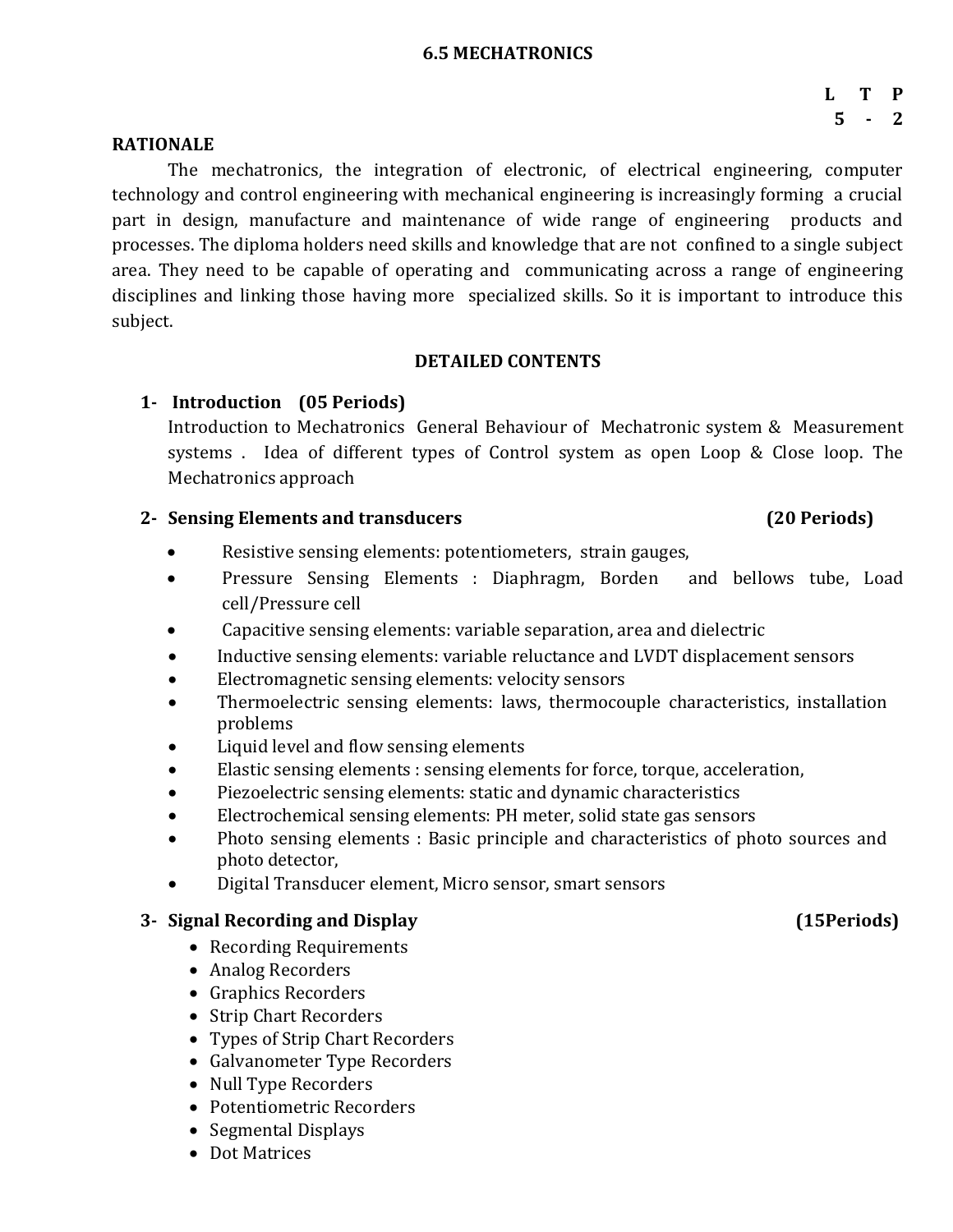## 6.5 MECHATRONICS

| L | T | P |
|---|---|---|
| 5 | - | 2 |

### RATIONALE

The mechatronics, the integration of electronic, of electrical engineering, computer technology and control engineering with mechanical engineering is increasingly forming a crucial part in design, manufacture and maintenance of wide range of engineering products and processes. The diploma holders need skills and knowledge that are not confined to a single subject area. They need to be capable of operating and communicating across a range of engineering disciplines and linking those having more specialized skills. So it is important to introduce this subject.

### DETAILED CONTENTS

**1- Introduction (05 Periods)**

Introduction to Mechatronics General Behaviour of Mechatronic system & Measurement systems . Idea of different types of Control system as open Loop & Close loop. The Mechatronics approach

**2- Sensing Elements and transducers (20 Periods)**

- Resistive sensing elements: potentiometers, strain gauges,
- Pressure Sensing Elements : Diaphragm, Borden and bellows tube, Load cell/Pressure cell
- Capacitive sensing elements: variable separation, area and dielectric
- Inductive sensing elements: variable reluctance and LVDT displacement sensors
- Electromagnetic sensing elements: velocity sensors
- Thermoelectric sensing elements: laws, thermocouple characteristics, installation problems
- Liquid level and flow sensing elements
- Elastic sensing elements : sensing elements for force, torque, acceleration,
- Piezoelectric sensing elements: static and dynamic characteristics
- Electrochemical sensing elements: PH meter, solid state gas sensors
- Photo sensing elements : Basic principle and characteristics of photo sources and photo detector,
- Digital Transducer element, Micro sensor, smart sensors

**3- Signal Recording and Display (15Periods)**

- Recording Requirements
- Analog Recorders
- Graphics Recorders
- Strip Chart Recorders
- Types of Strip Chart Recorders
- Galvanometer Type Recorders
- Null Type Recorders
- Potentiometric Recorders
- Segmental Displays
- Dot Matrices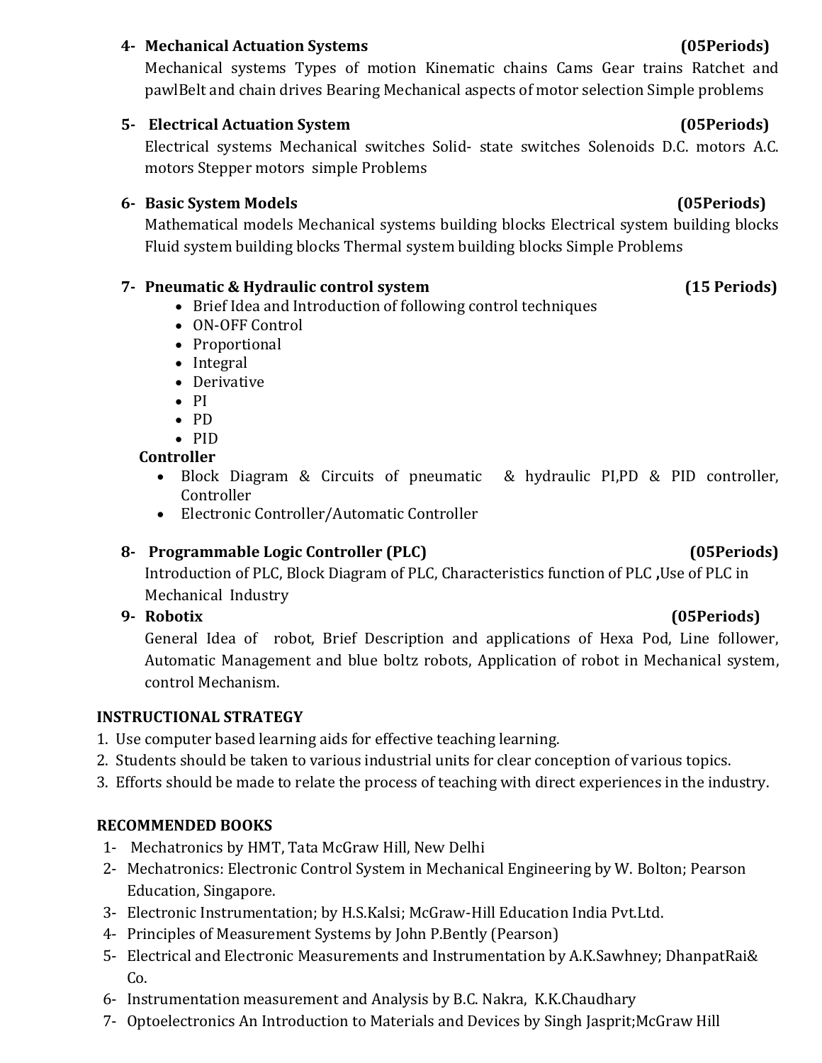**4- Mechanical Actuation Systems (05Periods)**

Mechanical systems Types of motion Kinematic chains Cams Gear trains Ratchet and pawlBelt and chain drives Bearing Mechanical aspects of motor selection Simple problems

**5- Electrical Actuation System (05Periods)**

Electrical systems Mechanical switches Solid- state switches Solenoids D.C. motors A.C. motors Stepper motors simple Problems

**6- Basic System Models (05Periods)**

Mathematical models Mechanical systems building blocks Electrical system building blocks Fluid system building blocks Thermal system building blocks Simple Problems

**7- Pneumatic & Hydraulic control system (15 Periods)**

- Brief Idea and Introduction of following control techniques
- ON-OFF Control
- Proportional
- Integral
- Derivative
- PI
- PD
- PID

**Controller**

- Block Diagram & Circuits of pneumatic & hydraulic PI,PD & PID controller, Controller
- Electronic Controller/Automatic Controller

**8- Programmable Logic Controller (PLC) (05Periods)**

Introduction of PLC, Block Diagram of PLC, Characteristics function of PLC **,**Use of PLC in Mechanical Industry

**9- Robotix (05Periods)**

General Idea of robot, Brief Description and applications of Hexa Pod, Line follower, Automatic Management and blue boltz robots, Application of robot in Mechanical system, control Mechanism.

**INSTRUCTIONAL STRATEGY**

1. Use computer based learning aids for effective teaching learning.
2. Students should be taken to various industrial units for clear conception of various topics.
3. Efforts should be made to relate the process of teaching with direct experiences in the industry.

**RECOMMENDED BOOKS**

1- Mechatronics by HMT, Tata McGraw Hill, New Delhi
2- Mechatronics: Electronic Control System in Mechanical Engineering by W. Bolton; Pearson Education, Singapore.
3- Electronic Instrumentation; by H.S.Kalsi; McGraw-Hill Education India Pvt.Ltd.
4- Principles of Measurement Systems by John P.Bently (Pearson)
5- Electrical and Electronic Measurements and Instrumentation by A.K.Sawhney; DhanpatRai& Co.
6- Instrumentation measurement and Analysis by B.C. Nakra, K.K.Chaudhary
7- Optoelectronics An Introduction to Materials and Devices by Singh Jasprit;McGraw Hill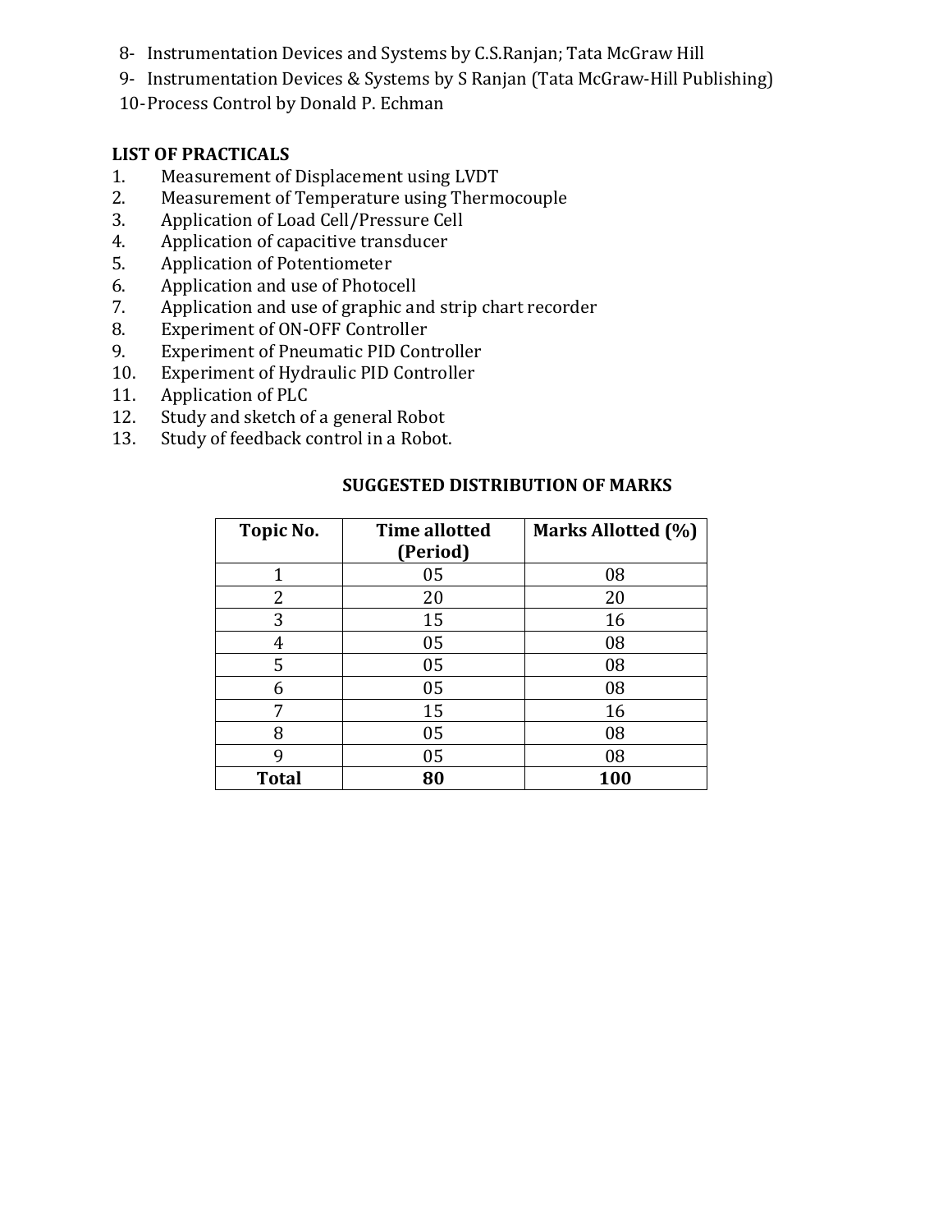8- Instrumentation Devices and Systems by C.S.Ranjan; Tata McGraw Hill
9- Instrumentation Devices & Systems by S Ranjan (Tata McGraw-Hill Publishing)
10- Process Control by Donald P. Echman

**LIST OF PRACTICALS**

1. Measurement of Displacement using LVDT
2. Measurement of Temperature using Thermocouple
3. Application of Load Cell/Pressure Cell
4. Application of capacitive transducer
5. Application of Potentiometer
6. Application and use of Photocell
7. Application and use of graphic and strip chart recorder
8. Experiment of ON-OFF Controller
9. Experiment of Pneumatic PID Controller
10. Experiment of Hydraulic PID Controller
11. Application of PLC
12. Study and sketch of a general Robot
13. Study of feedback control in a Robot.

**SUGGESTED DISTRIBUTION OF MARKS**

| Topic No. | Time allotted (Period) | Marks Allotted (%) |
|---|---|---|
| 1 | 05 | 08 |
| 2 | 20 | 20 |
| 3 | 15 | 16 |
| 4 | 05 | 08 |
| 5 | 05 | 08 |
| 6 | 05 | 08 |
| 7 | 15 | 16 |
| 8 | 05 | 08 |
| 9 | 05 | 08 |
| **Total** | **80** | **100** |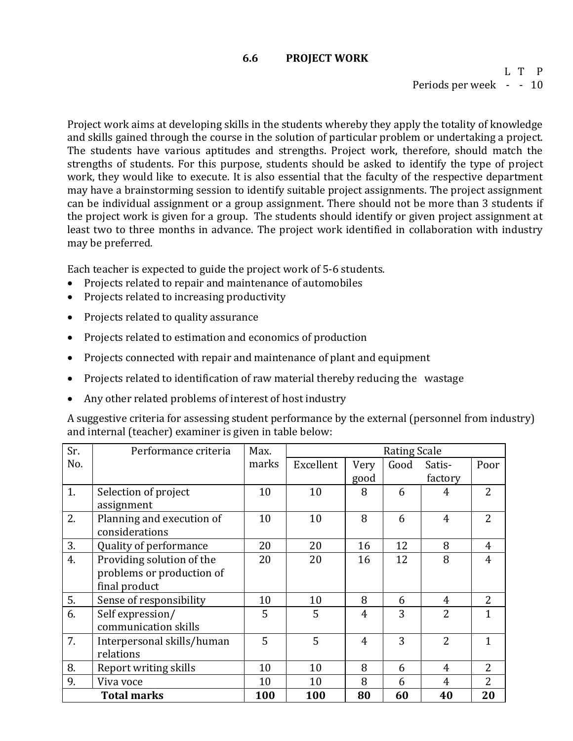## 6.6 PROJECT WORK

| | L | T | P |
|---|---|---|---|
| Periods per week | - | - | 10 |

Project work aims at developing skills in the students whereby they apply the totality of knowledge and skills gained through the course in the solution of particular problem or undertaking a project. The students have various aptitudes and strengths. Project work, therefore, should match the strengths of students. For this purpose, students should be asked to identify the type of project work, they would like to execute. It is also essential that the faculty of the respective department may have a brainstorming session to identify suitable project assignments. The project assignment can be individual assignment or a group assignment. There should not be more than 3 students if the project work is given for a group. The students should identify or given project assignment at least two to three months in advance. The project work identified in collaboration with industry may be preferred.

Each teacher is expected to guide the project work of 5-6 students.

- Projects related to repair and maintenance of automobiles
- Projects related to increasing productivity
- Projects related to quality assurance
- Projects related to estimation and economics of production
- Projects connected with repair and maintenance of plant and equipment
- Projects related to identification of raw material thereby reducing the wastage
- Any other related problems of interest of host industry

A suggestive criteria for assessing student performance by the external (personnel from industry) and internal (teacher) examiner is given in table below:

| Sr. No. | Performance criteria | Max. marks | Rating Scale | | | | |
|---|---|---|---|---|---|---|---|
| | | | Excellent | Very good | Good | Satis-factory | Poor |
| 1. | Selection of project assignment | 10 | 10 | 8 | 6 | 4 | 2 |
| 2. | Planning and execution of considerations | 10 | 10 | 8 | 6 | 4 | 2 |
| 3. | Quality of performance | 20 | 20 | 16 | 12 | 8 | 4 |
| 4. | Providing solution of the problems or production of final product | 20 | 20 | 16 | 12 | 8 | 4 |
| 5. | Sense of responsibility | 10 | 10 | 8 | 6 | 4 | 2 |
| 6. | Self expression/ communication skills | 5 | 5 | 4 | 3 | 2 | 1 |
| 7. | Interpersonal skills/human relations | 5 | 5 | 4 | 3 | 2 | 1 |
| 8. | Report writing skills | 10 | 10 | 8 | 6 | 4 | 2 |
| 9. | Viva voce | 10 | 10 | 8 | 6 | 4 | 2 |
| | **Total marks** | **100** | **100** | **80** | **60** | **40** | **20** |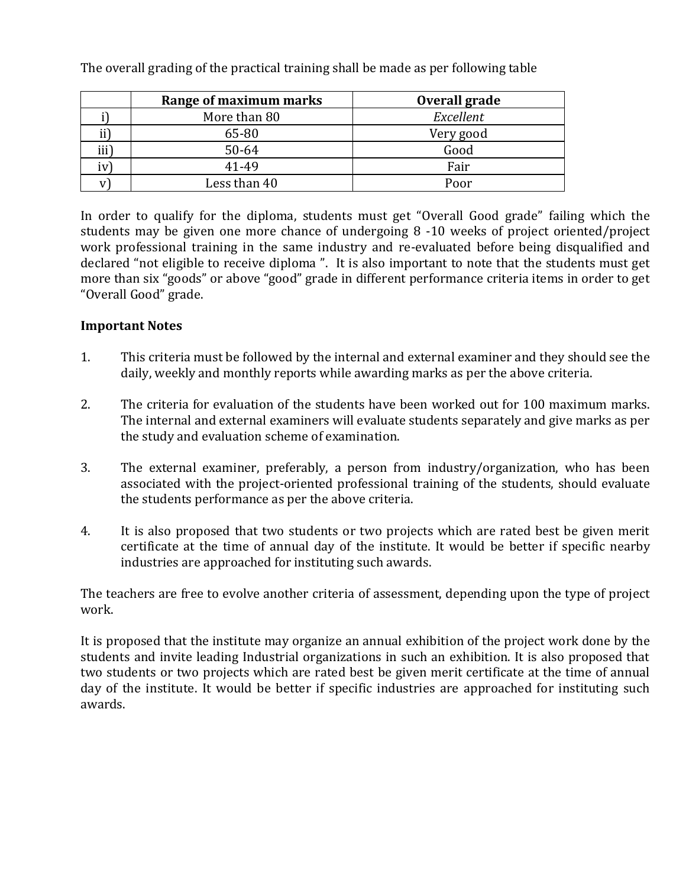The overall grading of the practical training shall be made as per following table

| | Range of maximum marks | Overall grade |
|---|---|---|
| i) | More than 80 | *Excellent* |
| ii) | 65-80 | Very good |
| iii) | 50-64 | Good |
| iv) | 41-49 | Fair |
| v) | Less than 40 | Poor |

In order to qualify for the diploma, students must get "Overall Good grade" failing which the students may be given one more chance of undergoing 8 -10 weeks of project oriented/project work professional training in the same industry and re-evaluated before being disqualified and declared "not eligible to receive diploma ". It is also important to note that the students must get more than six "goods" or above "good" grade in different performance criteria items in order to get "Overall Good" grade.

**Important Notes**

1. This criteria must be followed by the internal and external examiner and they should see the daily, weekly and monthly reports while awarding marks as per the above criteria.

2. The criteria for evaluation of the students have been worked out for 100 maximum marks. The internal and external examiners will evaluate students separately and give marks as per the study and evaluation scheme of examination.

3. The external examiner, preferably, a person from industry/organization, who has been associated with the project-oriented professional training of the students, should evaluate the students performance as per the above criteria.

4. It is also proposed that two students or two projects which are rated best be given merit certificate at the time of annual day of the institute. It would be better if specific nearby industries are approached for instituting such awards.

The teachers are free to evolve another criteria of assessment, depending upon the type of project work.

It is proposed that the institute may organize an annual exhibition of the project work done by the students and invite leading Industrial organizations in such an exhibition. It is also proposed that two students or two projects which are rated best be given merit certificate at the time of annual day of the institute. It would be better if specific industries are approached for instituting such awards.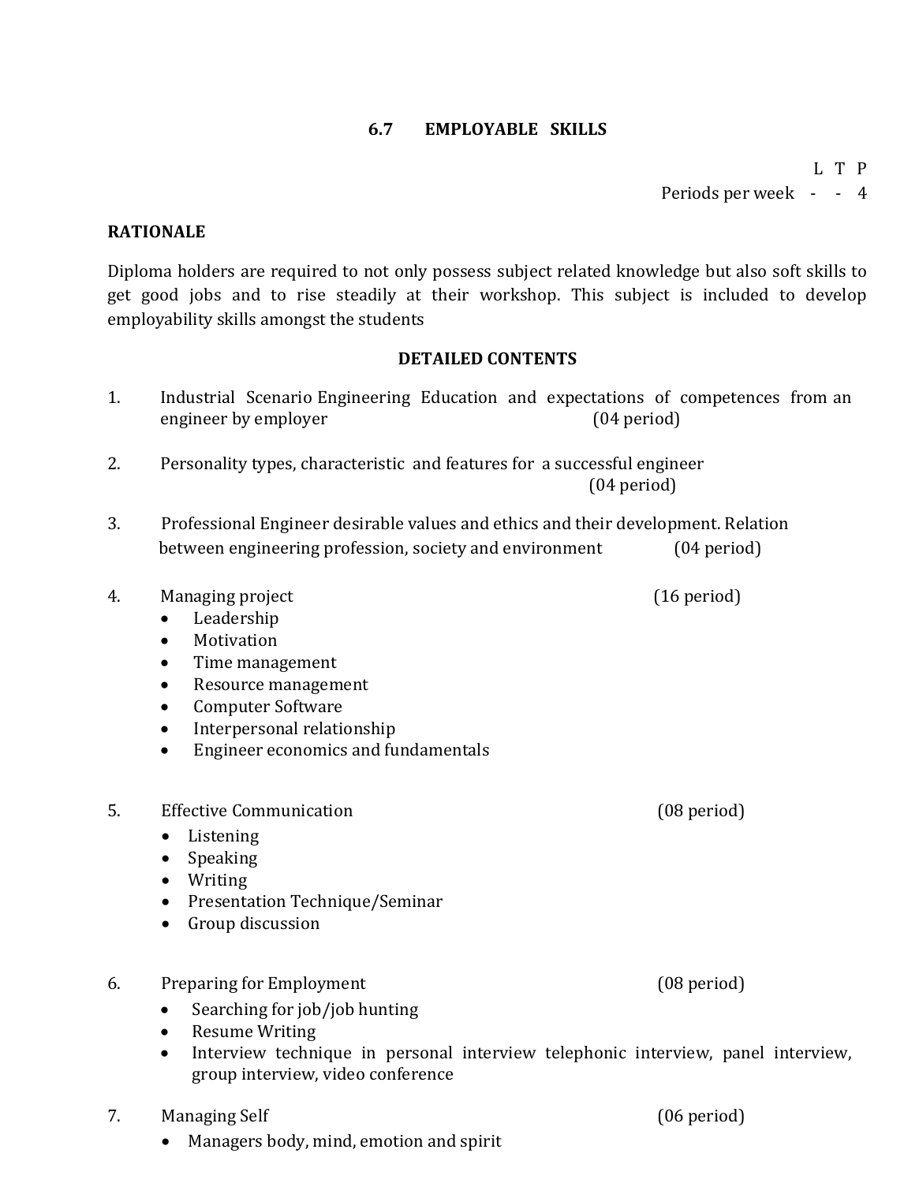## 6.7 EMPLOYABLE SKILLS

| | L | T | P |
|---|---|---|---|
| Periods per week | - | - | 4 |

### RATIONALE

Diploma holders are required to not only possess subject related knowledge but also soft skills to get good jobs and to rise steadily at their workshop. This subject is included to develop employability skills amongst the students

### DETAILED CONTENTS

1. Industrial Scenario Engineering Education and expectations of competences from an engineer by employer (04 period)

2. Personality types, characteristic and features for a successful engineer (04 period)

3. Professional Engineer desirable values and ethics and their development. Relation between engineering profession, society and environment (04 period)

4. Managing project (16 period)
   - Leadership
   - Motivation
   - Time management
   - Resource management
   - Computer Software
   - Interpersonal relationship
   - Engineer economics and fundamentals

5. Effective Communication (08 period)
   - Listening
   - Speaking
   - Writing
   - Presentation Technique/Seminar
   - Group discussion

6. Preparing for Employment (08 period)
   - Searching for job/job hunting
   - Resume Writing
   - Interview technique in personal interview telephonic interview, panel interview, group interview, video conference

7. Managing Self (06 period)
   - Managers body, mind, emotion and spirit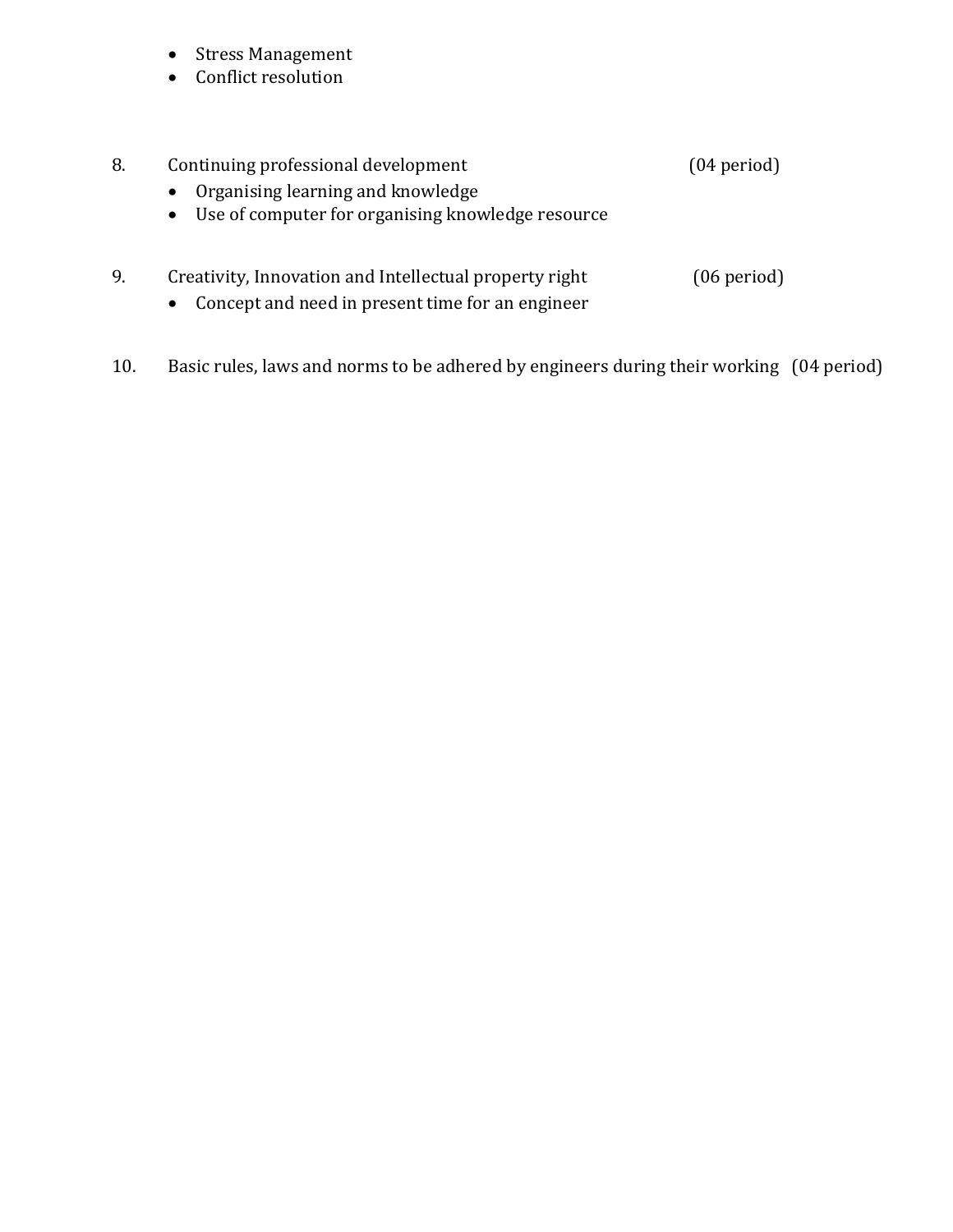- Stress Management
- Conflict resolution

8. Continuing professional development (04 period)
   - Organising learning and knowledge
   - Use of computer for organising knowledge resource

9. Creativity, Innovation and Intellectual property right (06 period)
   - Concept and need in present time for an engineer

10. Basic rules, laws and norms to be adhered by engineers during their working (04 period)